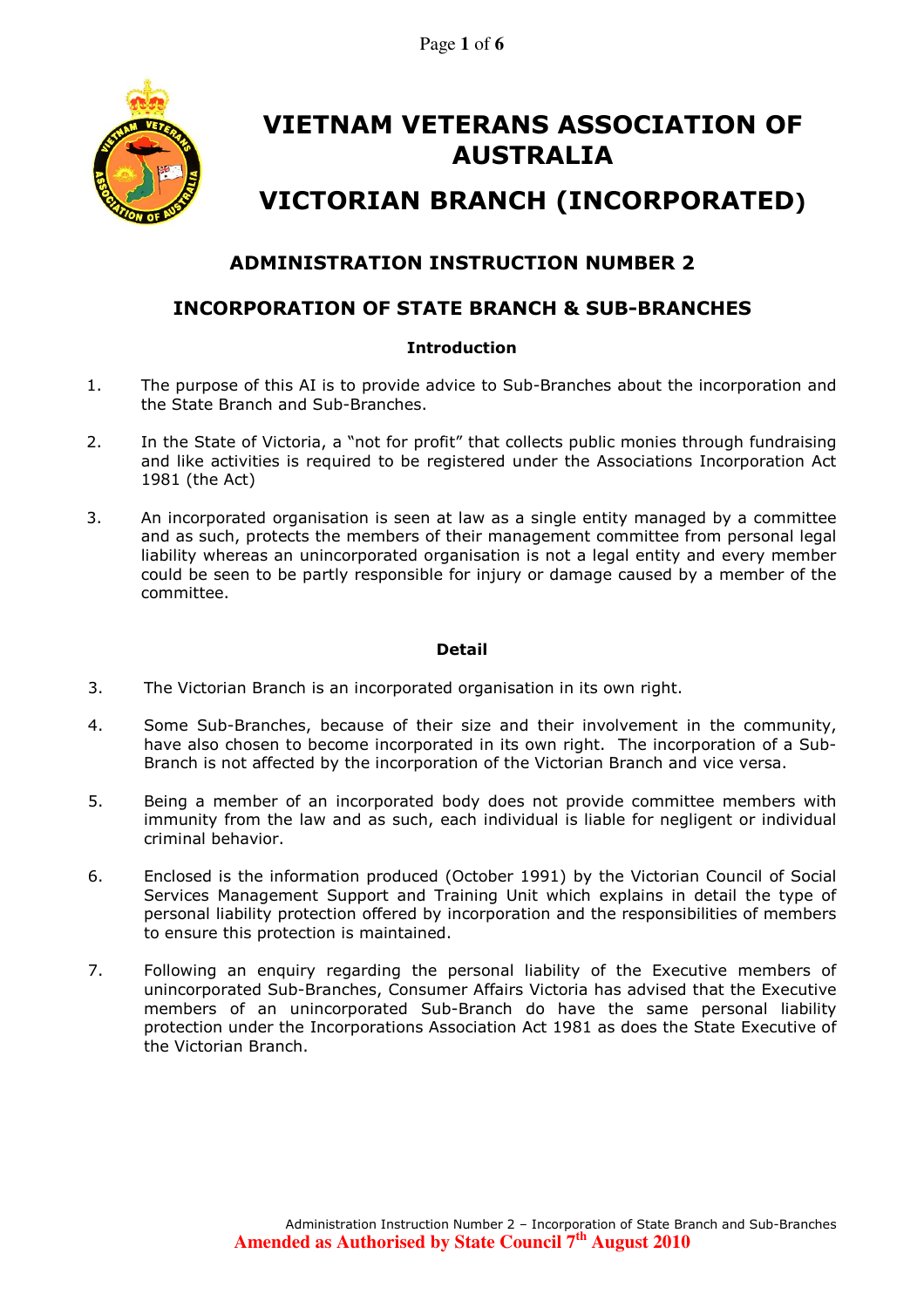# VIETNAM VETERANS ASSOCIATION OF AUSTRALIA

# VICTORIAN BRANCH (INCORPORATED)

## ADMINISTRATION INSTRUCTION NUMBER 2

## INCORPORATION OF STATE BRANCH & SUB-BRANCHES

### Introduction

1. The purpose of this AI is to provide advice to Sub-Branches about the incorporation and the State Branch and Sub-Branches.

2. In the State of Victoria, a "not for profit" that collects public monies through fundraising and like activities is required to be registered under the Associations Incorporation Act 1981 (the Act)

3. An incorporated organisation is seen at law as a single entity managed by a committee and as such, protects the members of their management committee from personal legal liability whereas an unincorporated organisation is not a legal entity and every member could be seen to be partly responsible for injury or damage caused by a member of the committee.

### Detail

3. The Victorian Branch is an incorporated organisation in its own right.

4. Some Sub-Branches, because of their size and their involvement in the community, have also chosen to become incorporated in its own right. The incorporation of a Sub-Branch is not affected by the incorporation of the Victorian Branch and vice versa.

5. Being a member of an incorporated body does not provide committee members with immunity from the law and as such, each individual is liable for negligent or individual criminal behavior.

6. Enclosed is the information produced (October 1991) by the Victorian Council of Social Services Management Support and Training Unit which explains in detail the type of personal liability protection offered by incorporation and the responsibilities of members to ensure this protection is maintained.

7. Following an enquiry regarding the personal liability of the Executive members of unincorporated Sub-Branches, Consumer Affairs Victoria has advised that the Executive members of an unincorporated Sub-Branch do have the same personal liability protection under the Incorporations Association Act 1981 as does the State Executive of the Victorian Branch.

**Amended as Authorised by State Council 7th August 2010**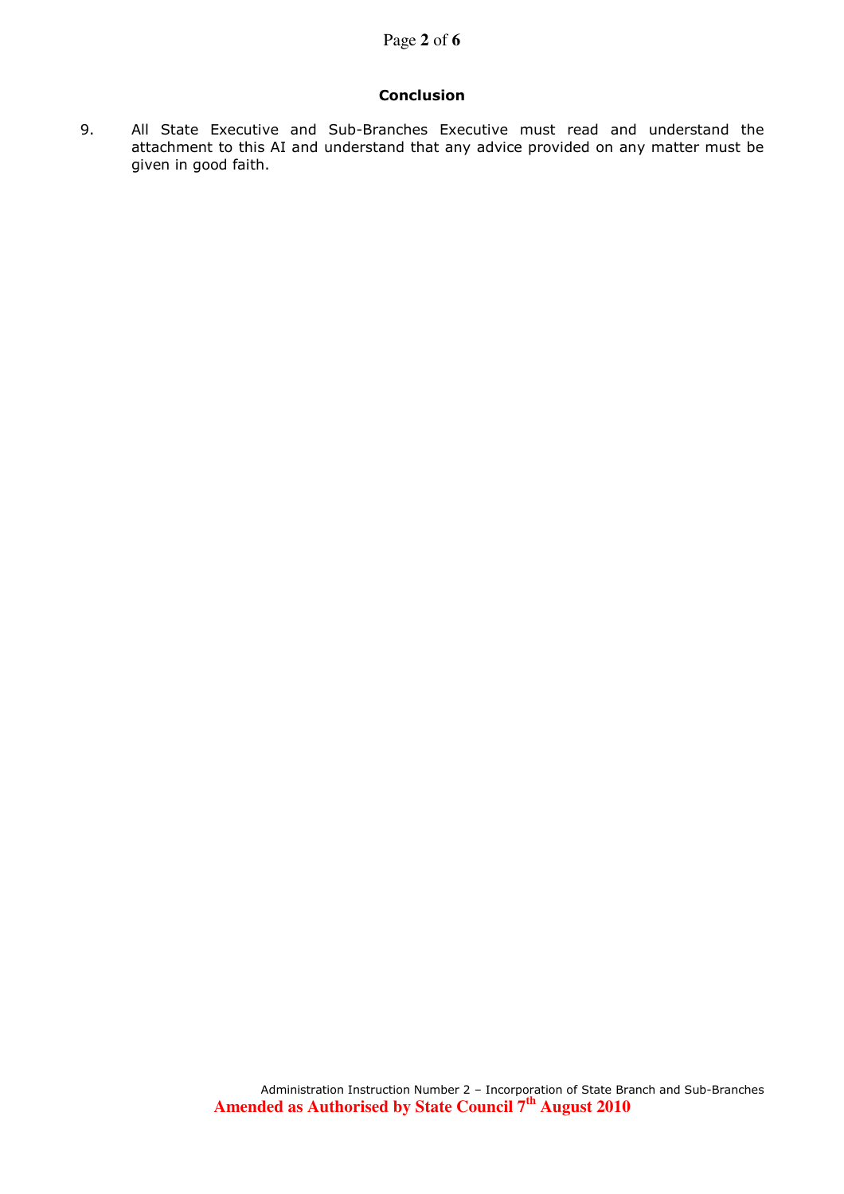## Conclusion

9. All State Executive and Sub-Branches Executive must read and understand the attachment to this AI and understand that any advice provided on any matter must be given in good faith.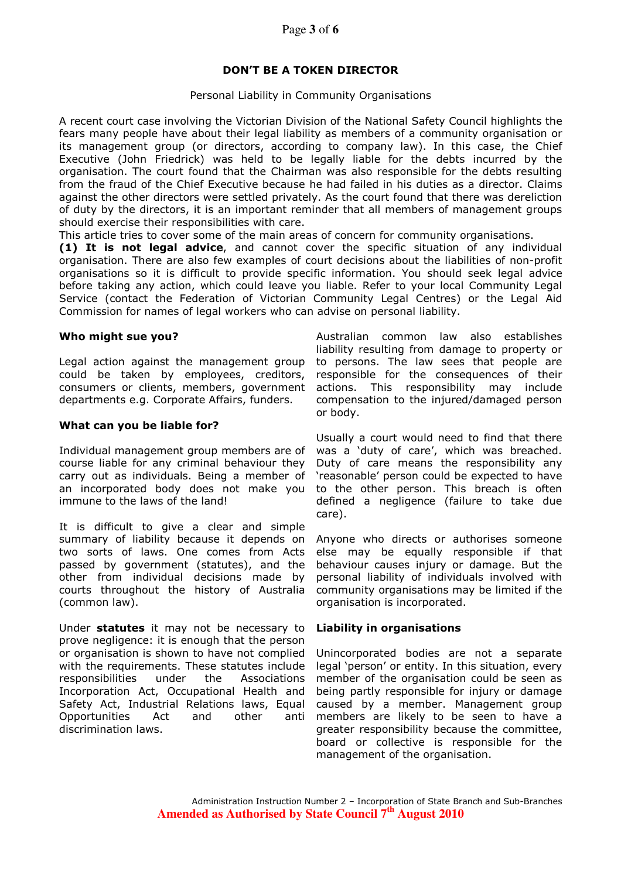## DON'T BE A TOKEN DIRECTOR

Personal Liability in Community Organisations

A recent court case involving the Victorian Division of the National Safety Council highlights the fears many people have about their legal liability as members of a community organisation or its management group (or directors, according to company law). In this case, the Chief Executive (John Friedrick) was held to be legally liable for the debts incurred by the organisation. The court found that the Chairman was also responsible for the debts resulting from the fraud of the Chief Executive because he had failed in his duties as a director. Claims against the other directors were settled privately. As the court found that there was dereliction of duty by the directors, it is an important reminder that all members of management groups should exercise their responsibilities with care.

This article tries to cover some of the main areas of concern for community organisations.

**(1) It is not legal advice**, and cannot cover the specific situation of any individual organisation. There are also few examples of court decisions about the liabilities of non-profit organisations so it is difficult to provide specific information. You should seek legal advice before taking any action, which could leave you liable. Refer to your local Community Legal Service (contact the Federation of Victorian Community Legal Centres) or the Legal Aid Commission for names of legal workers who can advise on personal liability.

### Who might sue you?

Legal action against the management group could be taken by employees, creditors, consumers or clients, members, government departments e.g. Corporate Affairs, funders.

### What can you be liable for?

Individual management group members are of course liable for any criminal behaviour they carry out as individuals. Being a member of an incorporated body does not make you immune to the laws of the land!

It is difficult to give a clear and simple summary of liability because it depends on two sorts of laws. One comes from Acts passed by government (statutes), and the other from individual decisions made by courts throughout the history of Australia (common law).

Under **statutes** it may not be necessary to prove negligence: it is enough that the person or organisation is shown to have not complied with the requirements. These statutes include responsibilities under the Associations Incorporation Act, Occupational Health and Safety Act, Industrial Relations laws, Equal Opportunities Act and other anti discrimination laws.

Australian common law also establishes liability resulting from damage to property or to persons. The law sees that people are responsible for the consequences of their actions. This responsibility may include compensation to the injured/damaged person or body.

Usually a court would need to find that there was a 'duty of care', which was breached. Duty of care means the responsibility any 'reasonable' person could be expected to have to the other person. This breach is often defined a negligence (failure to take due care).

Anyone who directs or authorises someone else may be equally responsible if that behaviour causes injury or damage. But the personal liability of individuals involved with community organisations may be limited if the organisation is incorporated.

### Liability in organisations

Unincorporated bodies are not a separate legal 'person' or entity. In this situation, every member of the organisation could be seen as being partly responsible for injury or damage caused by a member. Management group members are likely to be seen to have a greater responsibility because the committee, board or collective is responsible for the management of the organisation.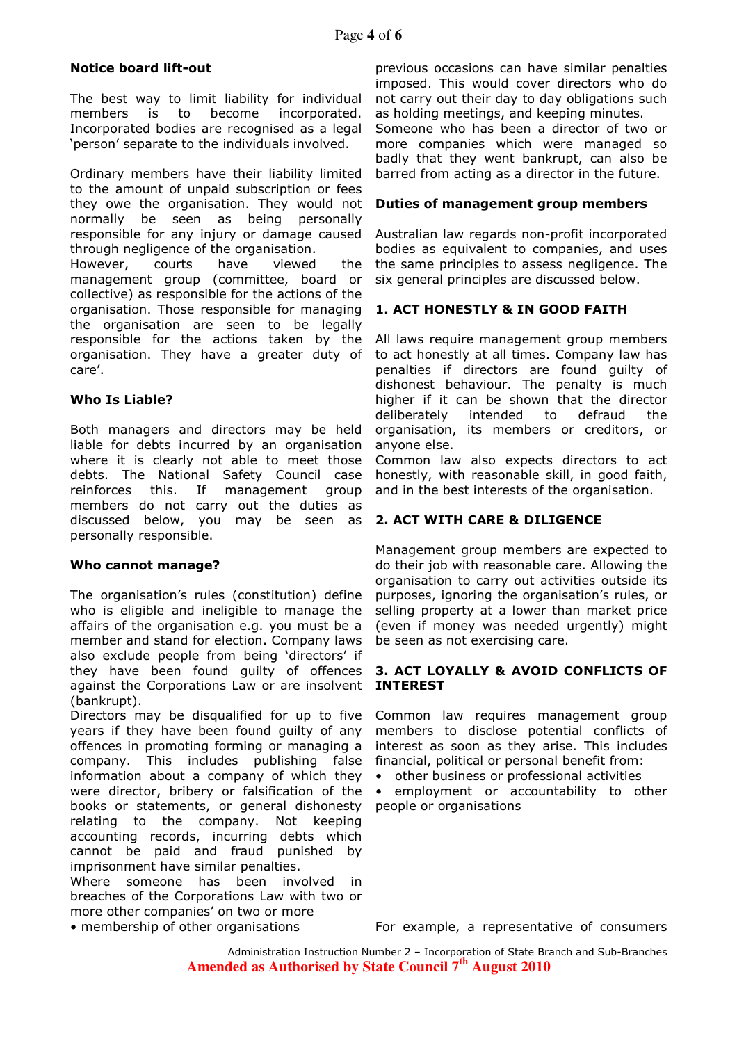### Notice board lift-out

The best way to limit liability for individual members is to become incorporated. Incorporated bodies are recognised as a legal 'person' separate to the individuals involved.

Ordinary members have their liability limited to the amount of unpaid subscription or fees they owe the organisation. They would not normally be seen as being personally responsible for any injury or damage caused through negligence of the organisation.
However, courts have viewed the management group (committee, board or collective) as responsible for the actions of the organisation. Those responsible for managing the organisation are seen to be legally responsible for the actions taken by the organisation. They have a greater duty of care'.

### Who Is Liable?

Both managers and directors may be held liable for debts incurred by an organisation where it is clearly not able to meet those debts. The National Safety Council case reinforces this. If management group members do not carry out the duties as discussed below, you may be seen as personally responsible.

### Who cannot manage?

The organisation's rules (constitution) define who is eligible and ineligible to manage the affairs of the organisation e.g. you must be a member and stand for election. Company laws also exclude people from being 'directors' if they have been found guilty of offences against the Corporations Law or are insolvent (bankrupt).
Directors may be disqualified for up to five years if they have been found guilty of any offences in promoting forming or managing a company. This includes publishing false information about a company of which they were director, bribery or falsification of the books or statements, or general dishonesty relating to the company. Not keeping accounting records, incurring debts which cannot be paid and fraud punished by imprisonment have similar penalties.
Where someone has been involved in breaches of the Corporations Law with two or more other companies' on two or more previous occasions can have similar penalties imposed. This would cover directors who do not carry out their day to day obligations such as holding meetings, and keeping minutes.
Someone who has been a director of two or more companies which were managed so badly that they went bankrupt, can also be barred from acting as a director in the future.

### Duties of management group members

Australian law regards non-profit incorporated bodies as equivalent to companies, and uses the same principles to assess negligence. The six general principles are discussed below.

#### 1. ACT HONESTLY & IN GOOD FAITH

All laws require management group members to act honestly at all times. Company law has penalties if directors are found guilty of dishonest behaviour. The penalty is much higher if it can be shown that the director deliberately intended to defraud the organisation, its members or creditors, or anyone else.
Common law also expects directors to act honestly, with reasonable skill, in good faith, and in the best interests of the organisation.

#### 2. ACT WITH CARE & DILIGENCE

Management group members are expected to do their job with reasonable care. Allowing the organisation to carry out activities outside its purposes, ignoring the organisation's rules, or selling property at a lower than market price (even if money was needed urgently) might be seen as not exercising care.

#### 3. ACT LOYALLY & AVOID CONFLICTS OF INTEREST

Common law requires management group members to disclose potential conflicts of interest as soon as they arise. This includes financial, political or personal benefit from:

- other business or professional activities
- employment or accountability to other people or organisations
- membership of other organisations

For example, a representative of consumers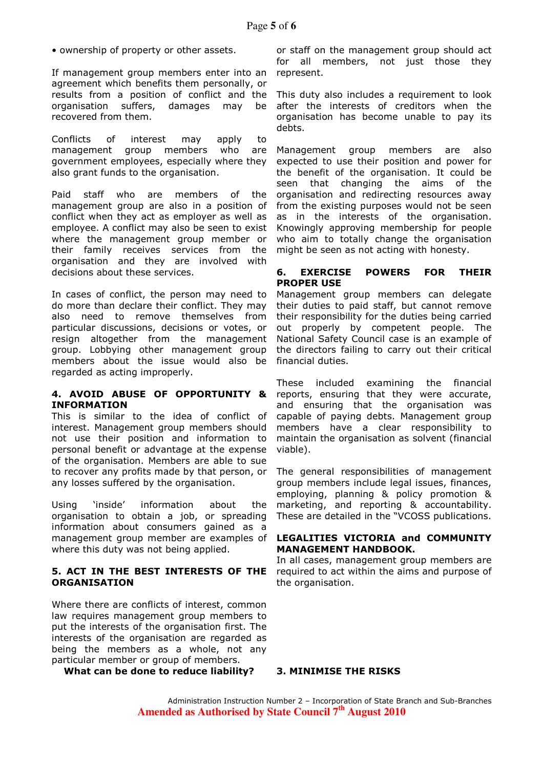• ownership of property or other assets.

If management group members enter into an agreement which benefits them personally, or results from a position of conflict and the organisation suffers, damages may be recovered from them.

Conflicts of interest may apply to management group members who are government employees, especially where they also grant funds to the organisation.

Paid staff who are members of the management group are also in a position of conflict when they act as employer as well as employee. A conflict may also be seen to exist where the management group member or their family receives services from the organisation and they are involved with decisions about these services.

In cases of conflict, the person may need to do more than declare their conflict. They may also need to remove themselves from particular discussions, decisions or votes, or resign altogether from the management group. Lobbying other management group members about the issue would also be regarded as acting improperly.

**4. AVOID ABUSE OF OPPORTUNITY & INFORMATION**

This is similar to the idea of conflict of interest. Management group members should not use their position and information to personal benefit or advantage at the expense of the organisation. Members are able to sue to recover any profits made by that person, or any losses suffered by the organisation.

Using 'inside' information about the organisation to obtain a job, or spreading information about consumers gained as a management group member are examples of where this duty was not being applied.

**5. ACT IN THE BEST INTERESTS OF THE ORGANISATION**

Where there are conflicts of interest, common law requires management group members to put the interests of the organisation first. The interests of the organisation are regarded as being the members as a whole, not any particular member or group of members. or staff on the management group should act for all members, not just those they represent.

This duty also includes a requirement to look after the interests of creditors when the organisation has become unable to pay its debts.

Management group members are also expected to use their position and power for the benefit of the organisation. It could be seen that changing the aims of the organisation and redirecting resources away from the existing purposes would not be seen as in the interests of the organisation. Knowingly approving membership for people who aim to totally change the organisation might be seen as not acting with honesty.

**6. EXERCISE POWERS FOR THEIR PROPER USE**

Management group members can delegate their duties to paid staff, but cannot remove their responsibility for the duties being carried out properly by competent people. The National Safety Council case is an example of the directors failing to carry out their critical financial duties.

These included examining the financial reports, ensuring that they were accurate, and ensuring that the organisation was capable of paying debts. Management group members have a clear responsibility to maintain the organisation as solvent (financial viable).

The general responsibilities of management group members include legal issues, finances, employing, planning & policy promotion & marketing, and reporting & accountability. These are detailed in the "VCOSS publications.

**LEGALITIES VICTORIA and COMMUNITY MANAGEMENT HANDBOOK.**

In all cases, management group members are required to act within the aims and purpose of the organisation.

**What can be done to reduce liability?**

**3. MINIMISE THE RISKS**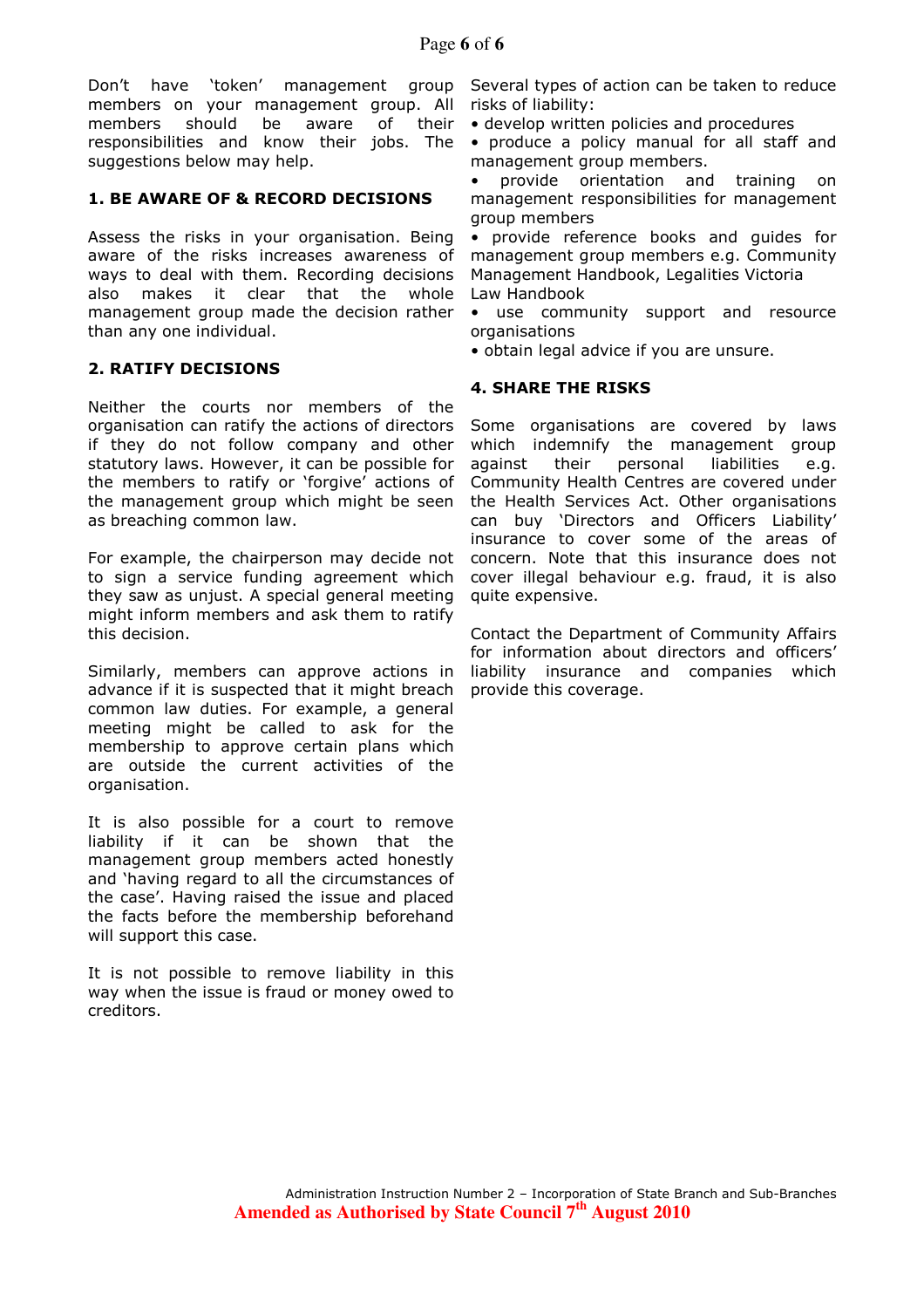Don't have 'token' management group members on your management group. All members should be aware of their responsibilities and know their jobs. The suggestions below may help.

**1. BE AWARE OF & RECORD DECISIONS**

Assess the risks in your organisation. Being aware of the risks increases awareness of ways to deal with them. Recording decisions also makes it clear that the whole management group made the decision rather than any one individual.

**2. RATIFY DECISIONS**

Neither the courts nor members of the organisation can ratify the actions of directors if they do not follow company and other statutory laws. However, it can be possible for the members to ratify or 'forgive' actions of the management group which might be seen as breaching common law.

For example, the chairperson may decide not to sign a service funding agreement which they saw as unjust. A special general meeting might inform members and ask them to ratify this decision.

Similarly, members can approve actions in advance if it is suspected that it might breach common law duties. For example, a general meeting might be called to ask for the membership to approve certain plans which are outside the current activities of the organisation.

It is also possible for a court to remove liability if it can be shown that the management group members acted honestly and 'having regard to all the circumstances of the case'. Having raised the issue and placed the facts before the membership beforehand will support this case.

It is not possible to remove liability in this way when the issue is fraud or money owed to creditors.

Several types of action can be taken to reduce risks of liability:

- develop written policies and procedures
- produce a policy manual for all staff and management group members.
- provide orientation and training on management responsibilities for management group members
- provide reference books and guides for management group members e.g. Community Management Handbook, Legalities Victoria Law Handbook
- use community support and resource organisations
- obtain legal advice if you are unsure.

**4. SHARE THE RISKS**

Some organisations are covered by laws which indemnify the management group against their personal liabilities e.g. Community Health Centres are covered under the Health Services Act. Other organisations can buy 'Directors and Officers Liability' insurance to cover some of the areas of concern. Note that this insurance does not cover illegal behaviour e.g. fraud, it is also quite expensive.

Contact the Department of Community Affairs for information about directors and officers' liability insurance and companies which provide this coverage.

Administration Instruction Number 2 – Incorporation of State Branch and Sub-Branches

**Amended as Authorised by State Council 7th August 2010**